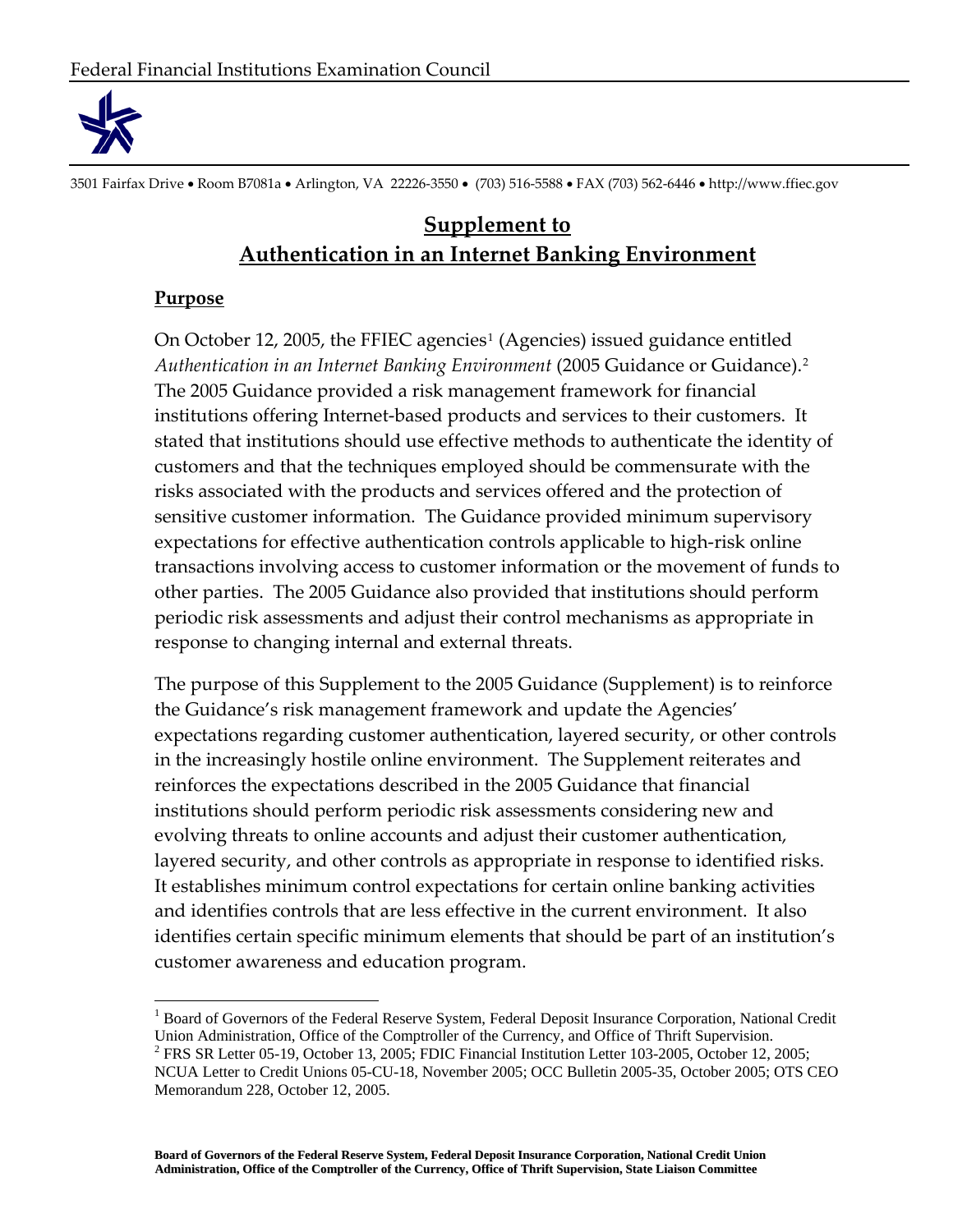Federal Financial Institutions Examination Council

3501 Fairfax Drive • Room B7081a • Arlington, VA 22226-3550 • (703) 516-5588 • FAX (703) 562-6446 • http://www.ffiec.gov

# Supplement to Authentication in an Internet Banking Environment

## Purpose

On October 12, 2005, the FFIEC agencies[1] (Agencies) issued guidance entitled *Authentication in an Internet Banking Environment* (2005 Guidance or Guidance).[2] The 2005 Guidance provided a risk management framework for financial institutions offering Internet-based products and services to their customers. It stated that institutions should use effective methods to authenticate the identity of customers and that the techniques employed should be commensurate with the risks associated with the products and services offered and the protection of sensitive customer information. The Guidance provided minimum supervisory expectations for effective authentication controls applicable to high-risk online transactions involving access to customer information or the movement of funds to other parties. The 2005 Guidance also provided that institutions should perform periodic risk assessments and adjust their control mechanisms as appropriate in response to changing internal and external threats.

The purpose of this Supplement to the 2005 Guidance (Supplement) is to reinforce the Guidance's risk management framework and update the Agencies' expectations regarding customer authentication, layered security, or other controls in the increasingly hostile online environment. The Supplement reiterates and reinforces the expectations described in the 2005 Guidance that financial institutions should perform periodic risk assessments considering new and evolving threats to online accounts and adjust their customer authentication, layered security, and other controls as appropriate in response to identified risks. It establishes minimum control expectations for certain online banking activities and identifies controls that are less effective in the current environment. It also identifies certain specific minimum elements that should be part of an institution's customer awareness and education program.

[1] Board of Governors of the Federal Reserve System, Federal Deposit Insurance Corporation, National Credit Union Administration, Office of the Comptroller of the Currency, and Office of Thrift Supervision.

[2] FRS SR Letter 05-19, October 13, 2005; FDIC Financial Institution Letter 103-2005, October 12, 2005; NCUA Letter to Credit Unions 05-CU-18, November 2005; OCC Bulletin 2005-35, October 2005; OTS CEO Memorandum 228, October 12, 2005.

**Board of Governors of the Federal Reserve System, Federal Deposit Insurance Corporation, National Credit Union Administration, Office of the Comptroller of the Currency, Office of Thrift Supervision, State Liaison Committee**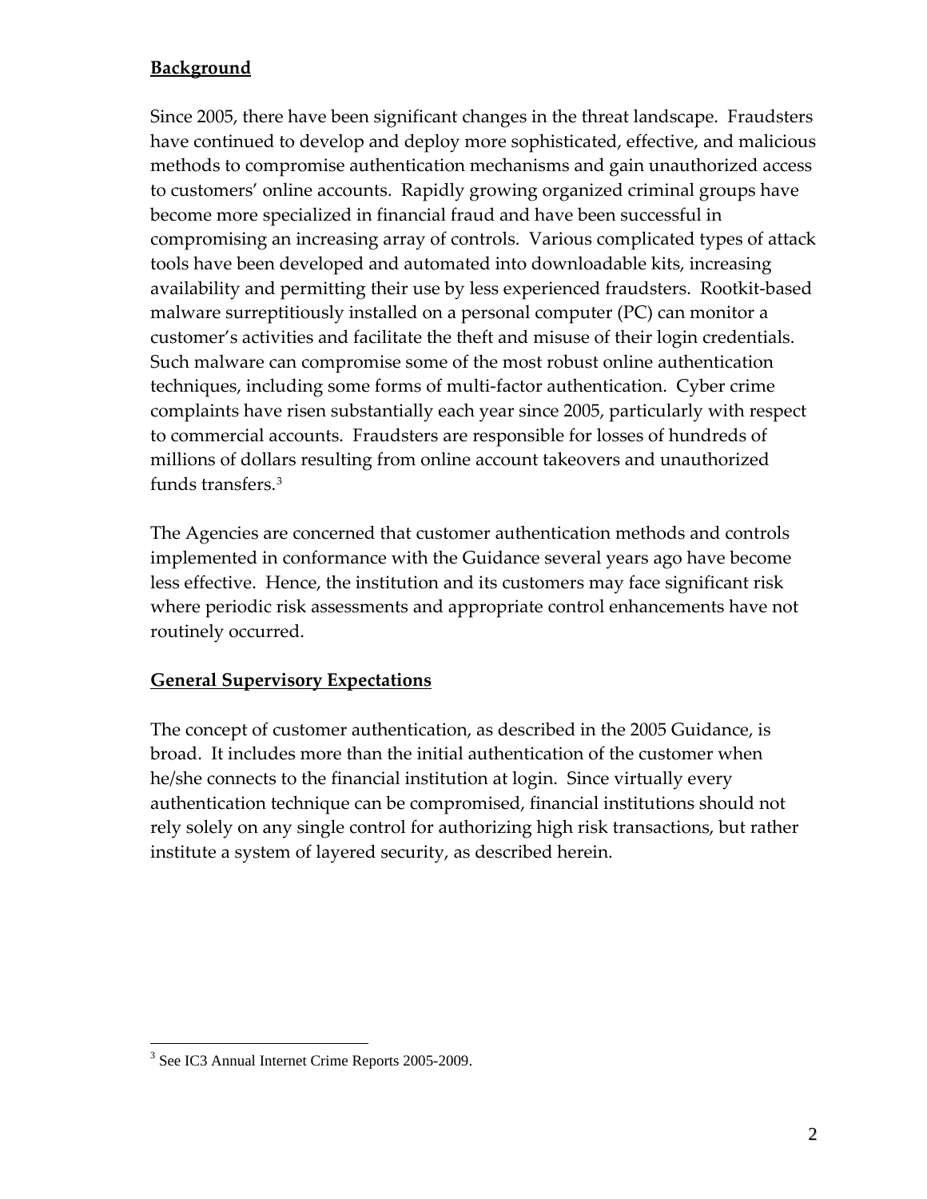**Background**

Since 2005, there have been significant changes in the threat landscape. Fraudsters have continued to develop and deploy more sophisticated, effective, and malicious methods to compromise authentication mechanisms and gain unauthorized access to customers' online accounts. Rapidly growing organized criminal groups have become more specialized in financial fraud and have been successful in compromising an increasing array of controls. Various complicated types of attack tools have been developed and automated into downloadable kits, increasing availability and permitting their use by less experienced fraudsters. Rootkit-based malware surreptitiously installed on a personal computer (PC) can monitor a customer's activities and facilitate the theft and misuse of their login credentials. Such malware can compromise some of the most robust online authentication techniques, including some forms of multi-factor authentication. Cyber crime complaints have risen substantially each year since 2005, particularly with respect to commercial accounts. Fraudsters are responsible for losses of hundreds of millions of dollars resulting from online account takeovers and unauthorized funds transfers.[3]

The Agencies are concerned that customer authentication methods and controls implemented in conformance with the Guidance several years ago have become less effective. Hence, the institution and its customers may face significant risk where periodic risk assessments and appropriate control enhancements have not routinely occurred.

**General Supervisory Expectations**

The concept of customer authentication, as described in the 2005 Guidance, is broad. It includes more than the initial authentication of the customer when he/she connects to the financial institution at login. Since virtually every authentication technique can be compromised, financial institutions should not rely solely on any single control for authorizing high risk transactions, but rather institute a system of layered security, as described herein.

[3] See IC3 Annual Internet Crime Reports 2005-2009.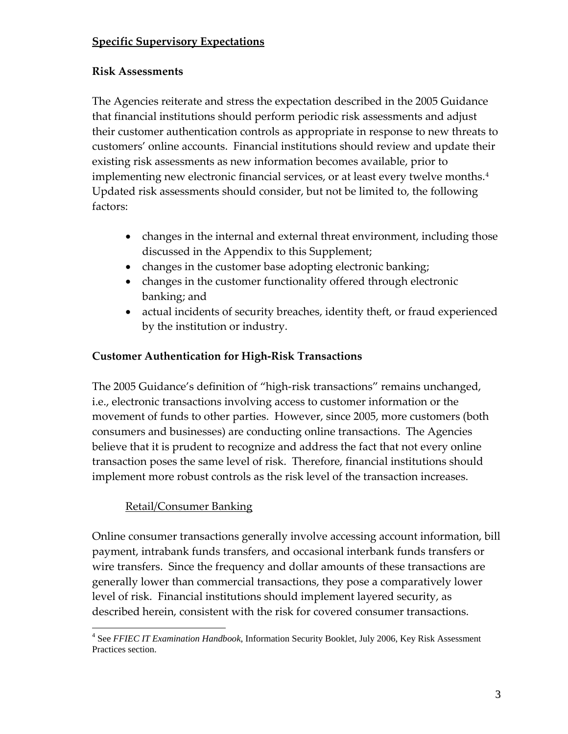## Specific Supervisory Expectations

### Risk Assessments

The Agencies reiterate and stress the expectation described in the 2005 Guidance that financial institutions should perform periodic risk assessments and adjust their customer authentication controls as appropriate in response to new threats to customers' online accounts. Financial institutions should review and update their existing risk assessments as new information becomes available, prior to implementing new electronic financial services, or at least every twelve months.[4] Updated risk assessments should consider, but not be limited to, the following factors:

- changes in the internal and external threat environment, including those discussed in the Appendix to this Supplement;
- changes in the customer base adopting electronic banking;
- changes in the customer functionality offered through electronic banking; and
- actual incidents of security breaches, identity theft, or fraud experienced by the institution or industry.

### Customer Authentication for High-Risk Transactions

The 2005 Guidance's definition of "high-risk transactions" remains unchanged, i.e., electronic transactions involving access to customer information or the movement of funds to other parties. However, since 2005, more customers (both consumers and businesses) are conducting online transactions. The Agencies believe that it is prudent to recognize and address the fact that not every online transaction poses the same level of risk. Therefore, financial institutions should implement more robust controls as the risk level of the transaction increases.

#### Retail/Consumer Banking

Online consumer transactions generally involve accessing account information, bill payment, intrabank funds transfers, and occasional interbank funds transfers or wire transfers. Since the frequency and dollar amounts of these transactions are generally lower than commercial transactions, they pose a comparatively lower level of risk. Financial institutions should implement layered security, as described herein, consistent with the risk for covered consumer transactions.

[4] See *FFIEC IT Examination Handbook*, Information Security Booklet, July 2006, Key Risk Assessment Practices section.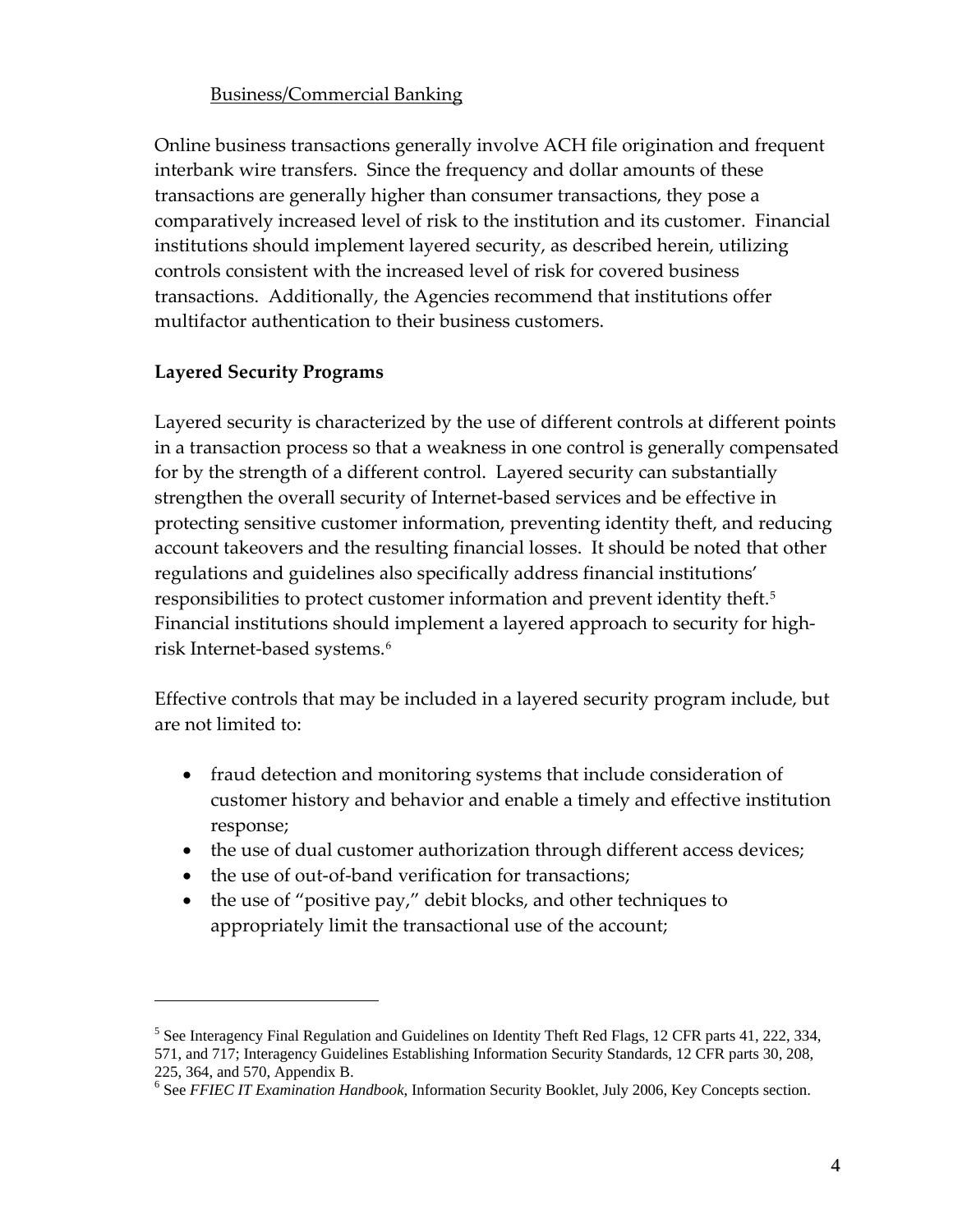Business/Commercial Banking

Online business transactions generally involve ACH file origination and frequent interbank wire transfers. Since the frequency and dollar amounts of these transactions are generally higher than consumer transactions, they pose a comparatively increased level of risk to the institution and its customer. Financial institutions should implement layered security, as described herein, utilizing controls consistent with the increased level of risk for covered business transactions. Additionally, the Agencies recommend that institutions offer multifactor authentication to their business customers.

**Layered Security Programs**

Layered security is characterized by the use of different controls at different points in a transaction process so that a weakness in one control is generally compensated for by the strength of a different control. Layered security can substantially strengthen the overall security of Internet-based services and be effective in protecting sensitive customer information, preventing identity theft, and reducing account takeovers and the resulting financial losses. It should be noted that other regulations and guidelines also specifically address financial institutions' responsibilities to protect customer information and prevent identity theft.[5] Financial institutions should implement a layered approach to security for high-risk Internet-based systems.[6]

Effective controls that may be included in a layered security program include, but are not limited to:

- fraud detection and monitoring systems that include consideration of customer history and behavior and enable a timely and effective institution response;
- the use of dual customer authorization through different access devices;
- the use of out-of-band verification for transactions;
- the use of "positive pay," debit blocks, and other techniques to appropriately limit the transactional use of the account;

---

[5] See Interagency Final Regulation and Guidelines on Identity Theft Red Flags, 12 CFR parts 41, 222, 334, 571, and 717; Interagency Guidelines Establishing Information Security Standards, 12 CFR parts 30, 208, 225, 364, and 570, Appendix B.

[6] See *FFIEC IT Examination Handbook*, Information Security Booklet, July 2006, Key Concepts section.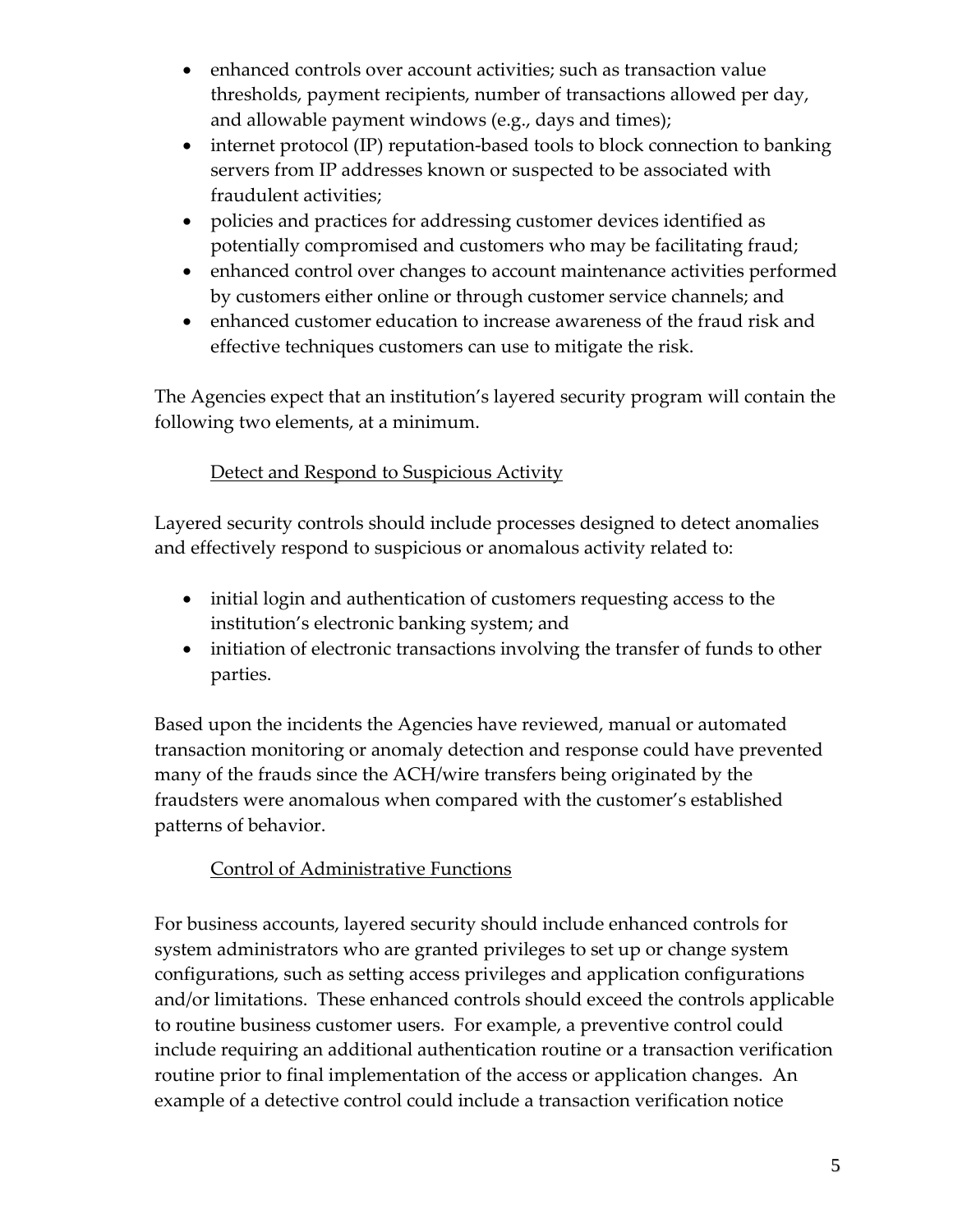- enhanced controls over account activities; such as transaction value thresholds, payment recipients, number of transactions allowed per day, and allowable payment windows (e.g., days and times);
- internet protocol (IP) reputation-based tools to block connection to banking servers from IP addresses known or suspected to be associated with fraudulent activities;
- policies and practices for addressing customer devices identified as potentially compromised and customers who may be facilitating fraud;
- enhanced control over changes to account maintenance activities performed by customers either online or through customer service channels; and
- enhanced customer education to increase awareness of the fraud risk and effective techniques customers can use to mitigate the risk.

The Agencies expect that an institution's layered security program will contain the following two elements, at a minimum.

Detect and Respond to Suspicious Activity

Layered security controls should include processes designed to detect anomalies and effectively respond to suspicious or anomalous activity related to:

- initial login and authentication of customers requesting access to the institution's electronic banking system; and
- initiation of electronic transactions involving the transfer of funds to other parties.

Based upon the incidents the Agencies have reviewed, manual or automated transaction monitoring or anomaly detection and response could have prevented many of the frauds since the ACH/wire transfers being originated by the fraudsters were anomalous when compared with the customer's established patterns of behavior.

Control of Administrative Functions

For business accounts, layered security should include enhanced controls for system administrators who are granted privileges to set up or change system configurations, such as setting access privileges and application configurations and/or limitations. These enhanced controls should exceed the controls applicable to routine business customer users. For example, a preventive control could include requiring an additional authentication routine or a transaction verification routine prior to final implementation of the access or application changes. An example of a detective control could include a transaction verification notice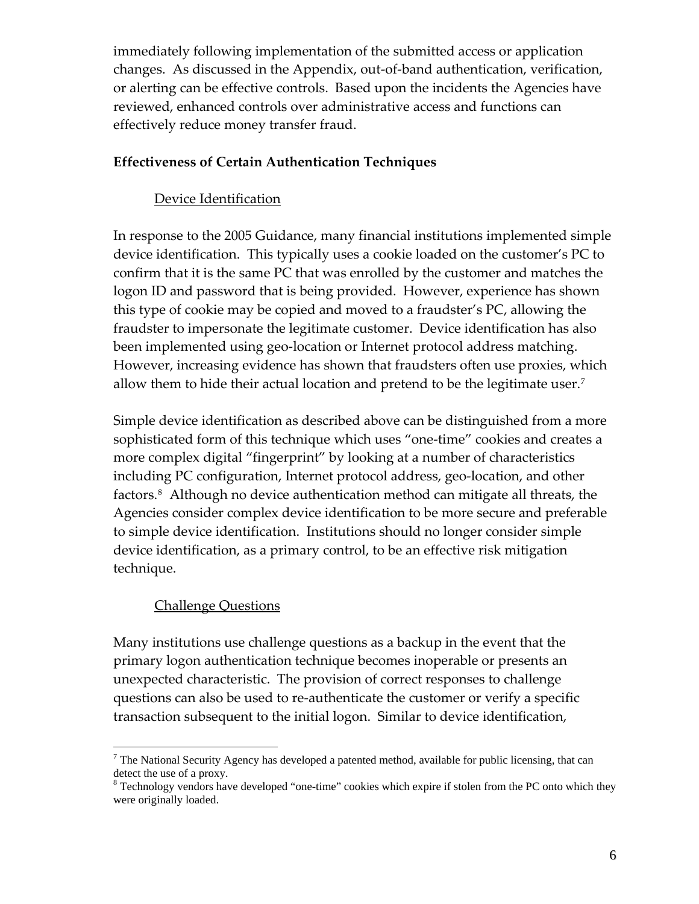immediately following implementation of the submitted access or application changes. As discussed in the Appendix, out-of-band authentication, verification, or alerting can be effective controls. Based upon the incidents the Agencies have reviewed, enhanced controls over administrative access and functions can effectively reduce money transfer fraud.

**Effectiveness of Certain Authentication Techniques**

Device Identification

In response to the 2005 Guidance, many financial institutions implemented simple device identification. This typically uses a cookie loaded on the customer's PC to confirm that it is the same PC that was enrolled by the customer and matches the logon ID and password that is being provided. However, experience has shown this type of cookie may be copied and moved to a fraudster's PC, allowing the fraudster to impersonate the legitimate customer. Device identification has also been implemented using geo-location or Internet protocol address matching. However, increasing evidence has shown that fraudsters often use proxies, which allow them to hide their actual location and pretend to be the legitimate user.[7]

Simple device identification as described above can be distinguished from a more sophisticated form of this technique which uses "one-time" cookies and creates a more complex digital "fingerprint" by looking at a number of characteristics including PC configuration, Internet protocol address, geo-location, and other factors.[8] Although no device authentication method can mitigate all threats, the Agencies consider complex device identification to be more secure and preferable to simple device identification. Institutions should no longer consider simple device identification, as a primary control, to be an effective risk mitigation technique.

Challenge Questions

Many institutions use challenge questions as a backup in the event that the primary logon authentication technique becomes inoperable or presents an unexpected characteristic. The provision of correct responses to challenge questions can also be used to re-authenticate the customer or verify a specific transaction subsequent to the initial logon. Similar to device identification,

---

[7] The National Security Agency has developed a patented method, available for public licensing, that can detect the use of a proxy.

[8] Technology vendors have developed "one-time" cookies which expire if stolen from the PC onto which they were originally loaded.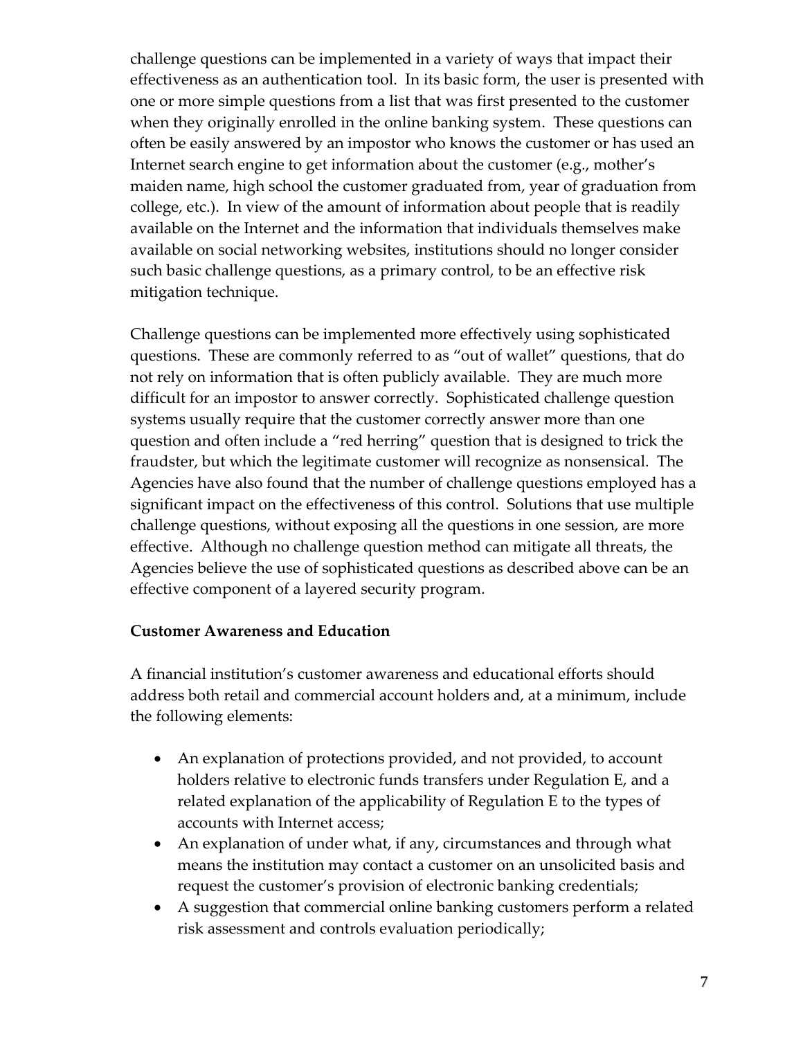challenge questions can be implemented in a variety of ways that impact their effectiveness as an authentication tool. In its basic form, the user is presented with one or more simple questions from a list that was first presented to the customer when they originally enrolled in the online banking system. These questions can often be easily answered by an impostor who knows the customer or has used an Internet search engine to get information about the customer (e.g., mother's maiden name, high school the customer graduated from, year of graduation from college, etc.). In view of the amount of information about people that is readily available on the Internet and the information that individuals themselves make available on social networking websites, institutions should no longer consider such basic challenge questions, as a primary control, to be an effective risk mitigation technique.

Challenge questions can be implemented more effectively using sophisticated questions. These are commonly referred to as "out of wallet" questions, that do not rely on information that is often publicly available. They are much more difficult for an impostor to answer correctly. Sophisticated challenge question systems usually require that the customer correctly answer more than one question and often include a "red herring" question that is designed to trick the fraudster, but which the legitimate customer will recognize as nonsensical. The Agencies have also found that the number of challenge questions employed has a significant impact on the effectiveness of this control. Solutions that use multiple challenge questions, without exposing all the questions in one session, are more effective. Although no challenge question method can mitigate all threats, the Agencies believe the use of sophisticated questions as described above can be an effective component of a layered security program.

**Customer Awareness and Education**

A financial institution's customer awareness and educational efforts should address both retail and commercial account holders and, at a minimum, include the following elements:

- An explanation of protections provided, and not provided, to account holders relative to electronic funds transfers under Regulation E, and a related explanation of the applicability of Regulation E to the types of accounts with Internet access;
- An explanation of under what, if any, circumstances and through what means the institution may contact a customer on an unsolicited basis and request the customer's provision of electronic banking credentials;
- A suggestion that commercial online banking customers perform a related risk assessment and controls evaluation periodically;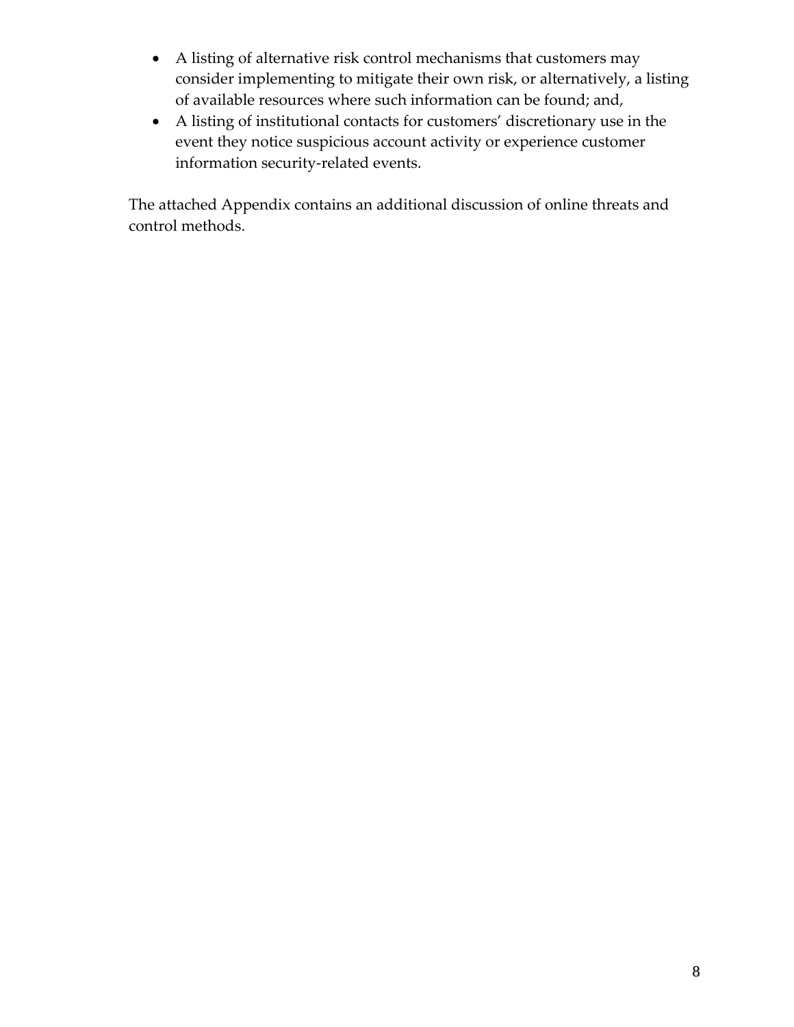- A listing of alternative risk control mechanisms that customers may consider implementing to mitigate their own risk, or alternatively, a listing of available resources where such information can be found; and,
- A listing of institutional contacts for customers' discretionary use in the event they notice suspicious account activity or experience customer information security-related events.

The attached Appendix contains an additional discussion of online threats and control methods.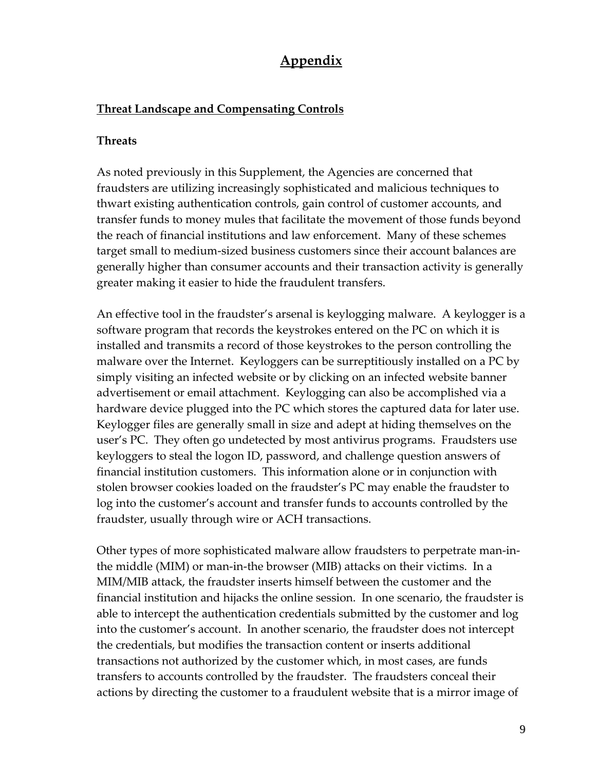# Appendix

## Threat Landscape and Compensating Controls

### Threats

As noted previously in this Supplement, the Agencies are concerned that fraudsters are utilizing increasingly sophisticated and malicious techniques to thwart existing authentication controls, gain control of customer accounts, and transfer funds to money mules that facilitate the movement of those funds beyond the reach of financial institutions and law enforcement. Many of these schemes target small to medium-sized business customers since their account balances are generally higher than consumer accounts and their transaction activity is generally greater making it easier to hide the fraudulent transfers.

An effective tool in the fraudster's arsenal is keylogging malware. A keylogger is a software program that records the keystrokes entered on the PC on which it is installed and transmits a record of those keystrokes to the person controlling the malware over the Internet. Keyloggers can be surreptitiously installed on a PC by simply visiting an infected website or by clicking on an infected website banner advertisement or email attachment. Keylogging can also be accomplished via a hardware device plugged into the PC which stores the captured data for later use. Keylogger files are generally small in size and adept at hiding themselves on the user's PC. They often go undetected by most antivirus programs. Fraudsters use keyloggers to steal the logon ID, password, and challenge question answers of financial institution customers. This information alone or in conjunction with stolen browser cookies loaded on the fraudster's PC may enable the fraudster to log into the customer's account and transfer funds to accounts controlled by the fraudster, usually through wire or ACH transactions.

Other types of more sophisticated malware allow fraudsters to perpetrate man-in-the middle (MIM) or man-in-the browser (MIB) attacks on their victims. In a MIM/MIB attack, the fraudster inserts himself between the customer and the financial institution and hijacks the online session. In one scenario, the fraudster is able to intercept the authentication credentials submitted by the customer and log into the customer's account. In another scenario, the fraudster does not intercept the credentials, but modifies the transaction content or inserts additional transactions not authorized by the customer which, in most cases, are funds transfers to accounts controlled by the fraudster. The fraudsters conceal their actions by directing the customer to a fraudulent website that is a mirror image of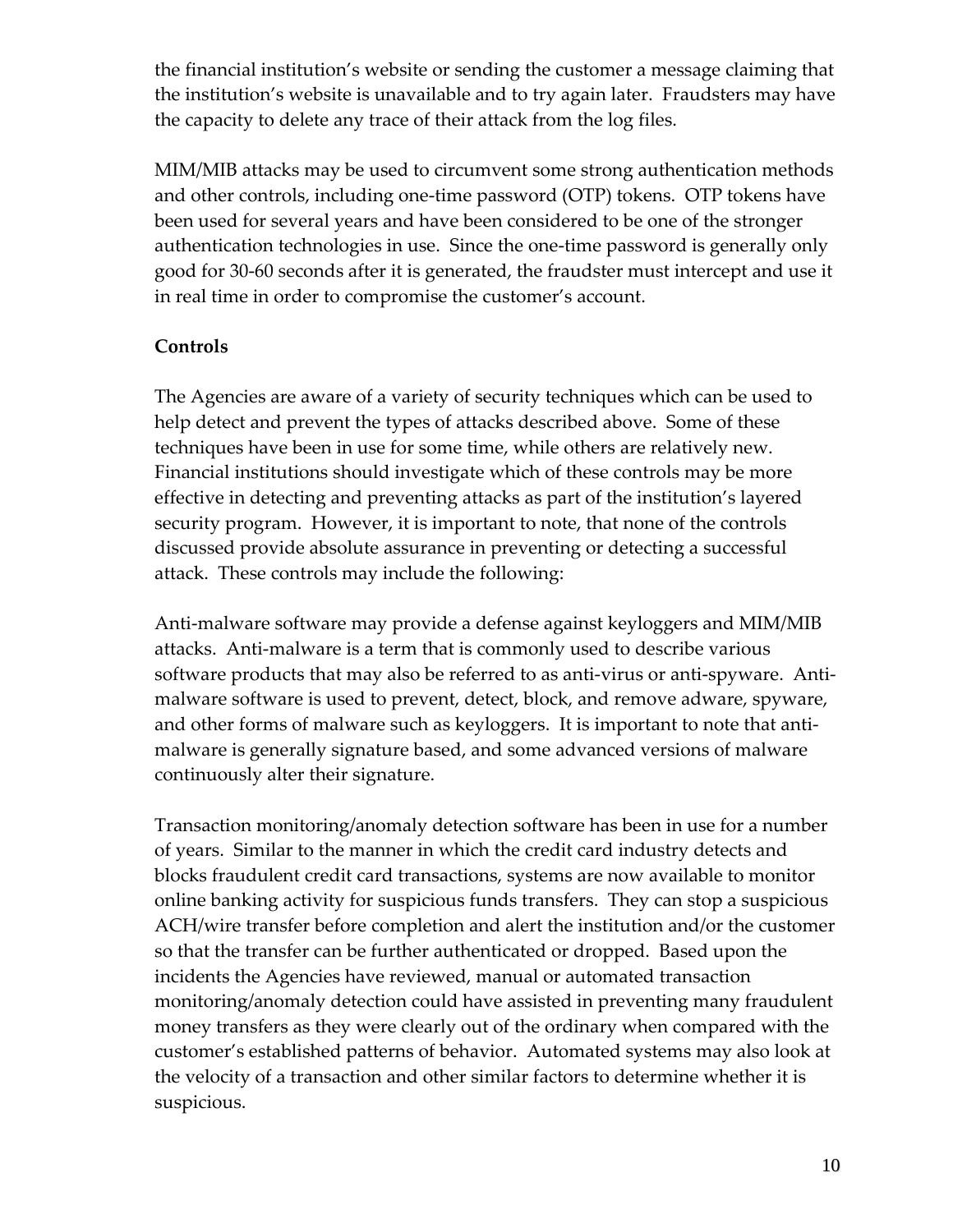the financial institution's website or sending the customer a message claiming that the institution's website is unavailable and to try again later. Fraudsters may have the capacity to delete any trace of their attack from the log files.

MIM/MIB attacks may be used to circumvent some strong authentication methods and other controls, including one-time password (OTP) tokens. OTP tokens have been used for several years and have been considered to be one of the stronger authentication technologies in use. Since the one-time password is generally only good for 30-60 seconds after it is generated, the fraudster must intercept and use it in real time in order to compromise the customer's account.

**Controls**

The Agencies are aware of a variety of security techniques which can be used to help detect and prevent the types of attacks described above. Some of these techniques have been in use for some time, while others are relatively new. Financial institutions should investigate which of these controls may be more effective in detecting and preventing attacks as part of the institution's layered security program. However, it is important to note, that none of the controls discussed provide absolute assurance in preventing or detecting a successful attack. These controls may include the following:

Anti-malware software may provide a defense against keyloggers and MIM/MIB attacks. Anti-malware is a term that is commonly used to describe various software products that may also be referred to as anti-virus or anti-spyware. Anti-malware software is used to prevent, detect, block, and remove adware, spyware, and other forms of malware such as keyloggers. It is important to note that anti-malware is generally signature based, and some advanced versions of malware continuously alter their signature.

Transaction monitoring/anomaly detection software has been in use for a number of years. Similar to the manner in which the credit card industry detects and blocks fraudulent credit card transactions, systems are now available to monitor online banking activity for suspicious funds transfers. They can stop a suspicious ACH/wire transfer before completion and alert the institution and/or the customer so that the transfer can be further authenticated or dropped. Based upon the incidents the Agencies have reviewed, manual or automated transaction monitoring/anomaly detection could have assisted in preventing many fraudulent money transfers as they were clearly out of the ordinary when compared with the customer's established patterns of behavior. Automated systems may also look at the velocity of a transaction and other similar factors to determine whether it is suspicious.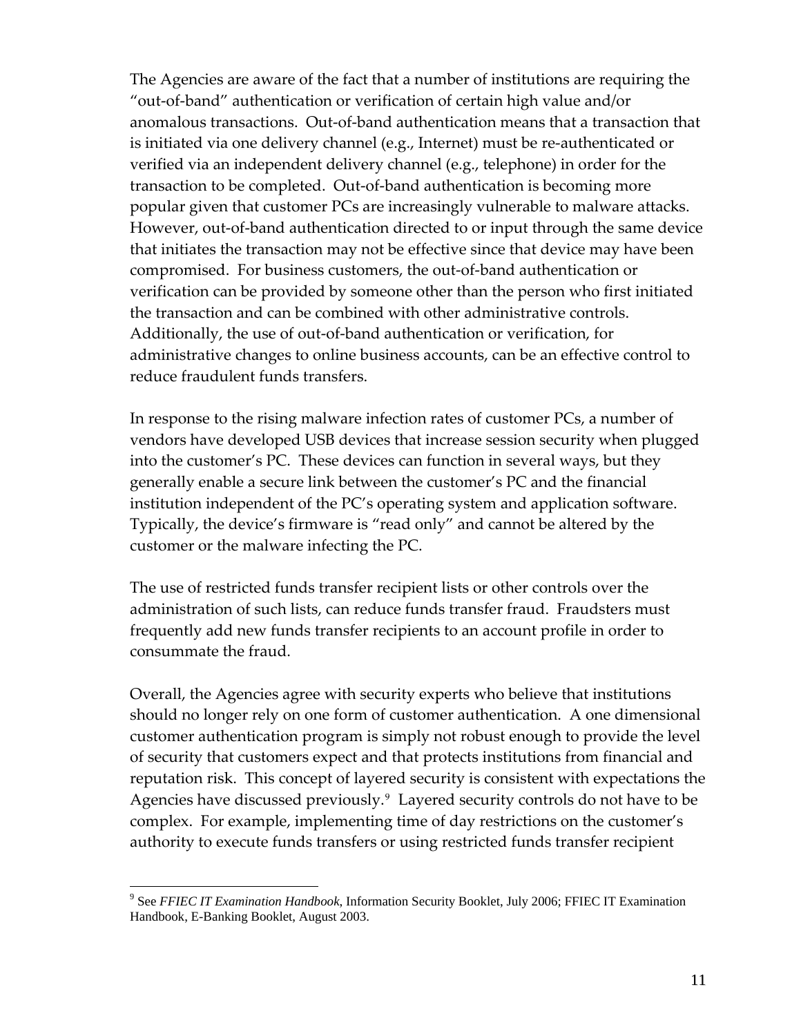The Agencies are aware of the fact that a number of institutions are requiring the "out-of-band" authentication or verification of certain high value and/or anomalous transactions. Out-of-band authentication means that a transaction that is initiated via one delivery channel (e.g., Internet) must be re-authenticated or verified via an independent delivery channel (e.g., telephone) in order for the transaction to be completed. Out-of-band authentication is becoming more popular given that customer PCs are increasingly vulnerable to malware attacks. However, out-of-band authentication directed to or input through the same device that initiates the transaction may not be effective since that device may have been compromised. For business customers, the out-of-band authentication or verification can be provided by someone other than the person who first initiated the transaction and can be combined with other administrative controls. Additionally, the use of out-of-band authentication or verification, for administrative changes to online business accounts, can be an effective control to reduce fraudulent funds transfers.

In response to the rising malware infection rates of customer PCs, a number of vendors have developed USB devices that increase session security when plugged into the customer's PC. These devices can function in several ways, but they generally enable a secure link between the customer's PC and the financial institution independent of the PC's operating system and application software. Typically, the device's firmware is "read only" and cannot be altered by the customer or the malware infecting the PC.

The use of restricted funds transfer recipient lists or other controls over the administration of such lists, can reduce funds transfer fraud. Fraudsters must frequently add new funds transfer recipients to an account profile in order to consummate the fraud.

Overall, the Agencies agree with security experts who believe that institutions should no longer rely on one form of customer authentication. A one dimensional customer authentication program is simply not robust enough to provide the level of security that customers expect and that protects institutions from financial and reputation risk. This concept of layered security is consistent with expectations the Agencies have discussed previously.[9] Layered security controls do not have to be complex. For example, implementing time of day restrictions on the customer's authority to execute funds transfers or using restricted funds transfer recipient

---

[9] See *FFIEC IT Examination Handbook*, Information Security Booklet, July 2006; FFIEC IT Examination Handbook, E-Banking Booklet, August 2003.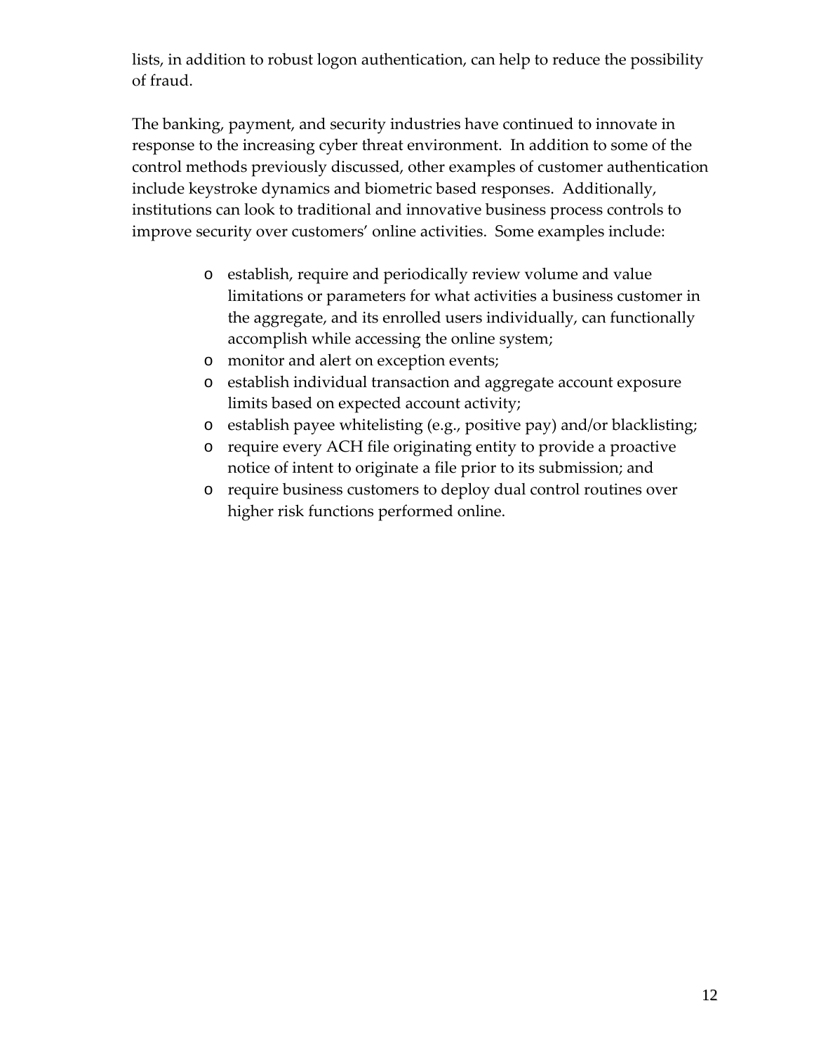lists, in addition to robust logon authentication, can help to reduce the possibility of fraud.

The banking, payment, and security industries have continued to innovate in response to the increasing cyber threat environment. In addition to some of the control methods previously discussed, other examples of customer authentication include keystroke dynamics and biometric based responses. Additionally, institutions can look to traditional and innovative business process controls to improve security over customers' online activities. Some examples include:

- establish, require and periodically review volume and value limitations or parameters for what activities a business customer in the aggregate, and its enrolled users individually, can functionally accomplish while accessing the online system;
- monitor and alert on exception events;
- establish individual transaction and aggregate account exposure limits based on expected account activity;
- establish payee whitelisting (e.g., positive pay) and/or blacklisting;
- require every ACH file originating entity to provide a proactive notice of intent to originate a file prior to its submission; and
- require business customers to deploy dual control routines over higher risk functions performed online.